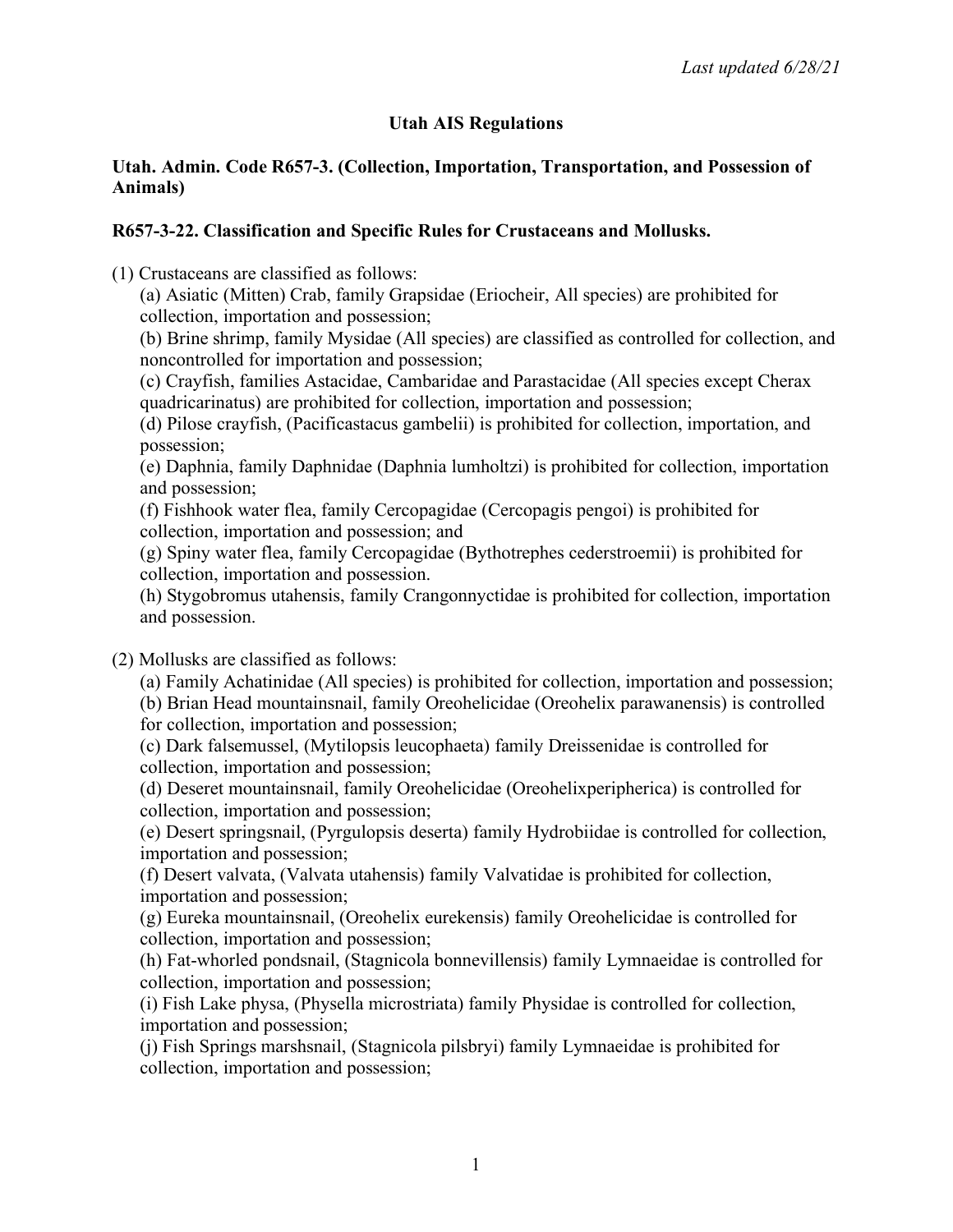*Last updated 6/28/21*

**Utah AIS Regulations**

**Utah. Admin. Code R657-3. (Collection, Importation, Transportation, and Possession of Animals)**

**R657-3-22. Classification and Specific Rules for Crustaceans and Mollusks.**

(1) Crustaceans are classified as follows:

(a) Asiatic (Mitten) Crab, family Grapsidae (Eriocheir, All species) are prohibited for collection, importation and possession;

(b) Brine shrimp, family Mysidae (All species) are classified as controlled for collection, and noncontrolled for importation and possession;

(c) Crayfish, families Astacidae, Cambaridae and Parastacidae (All species except Cherax quadricarinatus) are prohibited for collection, importation and possession;

(d) Pilose crayfish, (Pacificastacus gambelii) is prohibited for collection, importation, and possession;

(e) Daphnia, family Daphnidae (Daphnia lumholtzi) is prohibited for collection, importation and possession;

(f) Fishhook water flea, family Cercopagidae (Cercopagis pengoi) is prohibited for collection, importation and possession; and

(g) Spiny water flea, family Cercopagidae (Bythotrephes cederstroemii) is prohibited for collection, importation and possession.

(h) Stygobromus utahensis, family Crangonnyctidae is prohibited for collection, importation and possession.

(2) Mollusks are classified as follows:

(a) Family Achatinidae (All species) is prohibited for collection, importation and possession;

(b) Brian Head mountainsnail, family Oreohelicidae (Oreohelix parawanensis) is controlled for collection, importation and possession;

(c) Dark falsemussel, (Mytilopsis leucophaeta) family Dreissenidae is controlled for collection, importation and possession;

(d) Deseret mountainsnail, family Oreohelicidae (Oreohelixperipherica) is controlled for collection, importation and possession;

(e) Desert springsnail, (Pyrgulopsis deserta) family Hydrobiidae is controlled for collection, importation and possession;

(f) Desert valvata, (Valvata utahensis) family Valvatidae is prohibited for collection, importation and possession;

(g) Eureka mountainsnail, (Oreohelix eurekensis) family Oreohelicidae is controlled for collection, importation and possession;

(h) Fat-whorled pondsnail, (Stagnicola bonnevillensis) family Lymnaeidae is controlled for collection, importation and possession;

(i) Fish Lake physa, (Physella microstriata) family Physidae is controlled for collection, importation and possession;

(j) Fish Springs marshsnail, (Stagnicola pilsbryi) family Lymnaeidae is prohibited for collection, importation and possession;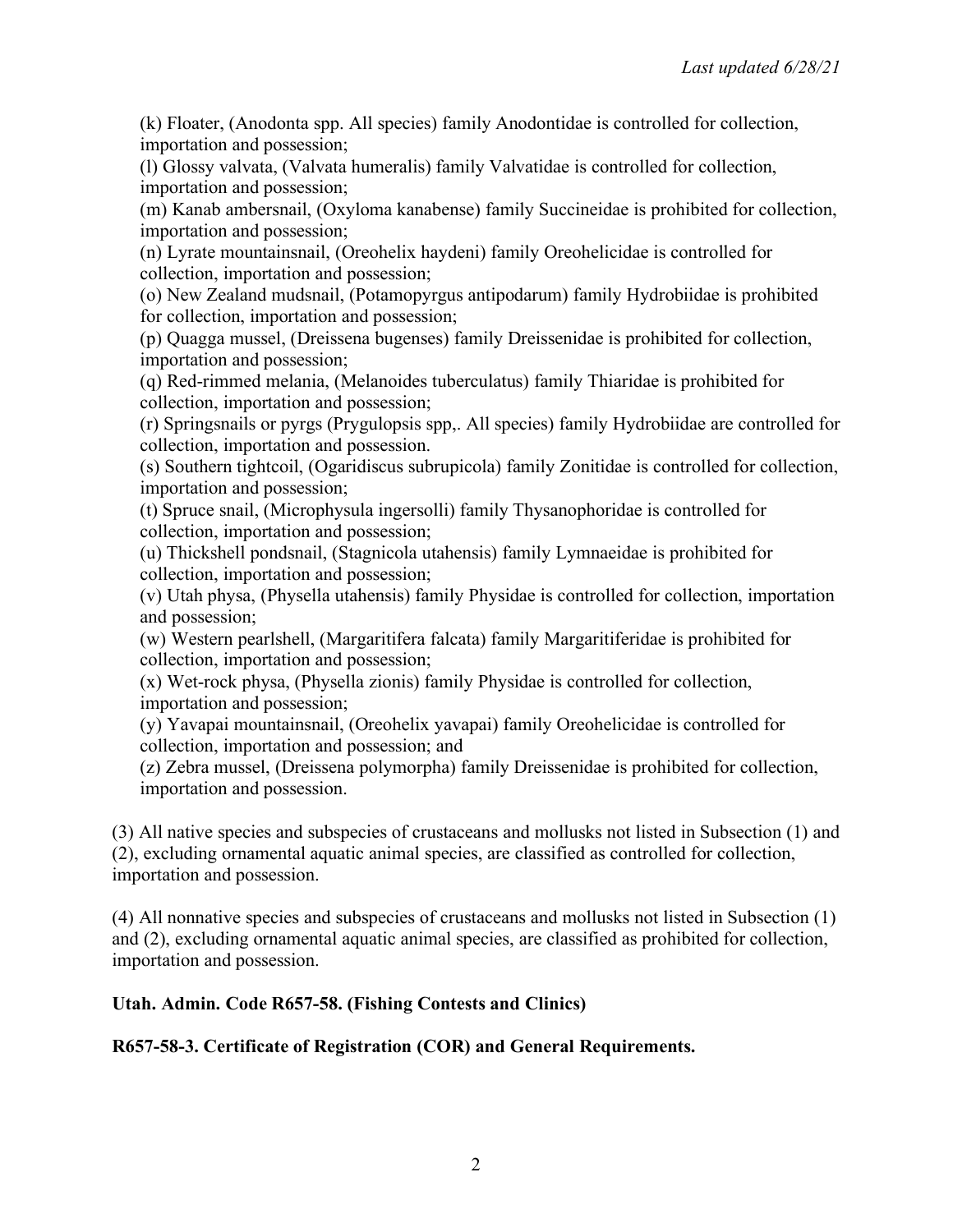(k) Floater, (Anodonta spp. All species) family Anodontidae is controlled for collection, importation and possession;

(l) Glossy valvata, (Valvata humeralis) family Valvatidae is controlled for collection, importation and possession;

(m) Kanab ambersnail, (Oxyloma kanabense) family Succineidae is prohibited for collection, importation and possession;

(n) Lyrate mountainsnail, (Oreohelix haydeni) family Oreohelicidae is controlled for collection, importation and possession;

(o) New Zealand mudsnail, (Potamopyrgus antipodarum) family Hydrobiidae is prohibited for collection, importation and possession;

(p) Quagga mussel, (Dreissena bugenses) family Dreissenidae is prohibited for collection, importation and possession;

(q) Red-rimmed melania, (Melanoides tuberculatus) family Thiaridae is prohibited for collection, importation and possession;

(r) Springsnails or pyrgs (Prygulopsis spp,. All species) family Hydrobiidae are controlled for collection, importation and possession.

(s) Southern tightcoil, (Ogaridiscus subrupicola) family Zonitidae is controlled for collection, importation and possession;

(t) Spruce snail, (Microphysula ingersolli) family Thysanophoridae is controlled for collection, importation and possession;

(u) Thickshell pondsnail, (Stagnicola utahensis) family Lymnaeidae is prohibited for collection, importation and possession;

(v) Utah physa, (Physella utahensis) family Physidae is controlled for collection, importation and possession;

(w) Western pearlshell, (Margaritifera falcata) family Margaritiferidae is prohibited for collection, importation and possession;

(x) Wet-rock physa, (Physella zionis) family Physidae is controlled for collection, importation and possession;

(y) Yavapai mountainsnail, (Oreohelix yavapai) family Oreohelicidae is controlled for collection, importation and possession; and

(z) Zebra mussel, (Dreissena polymorpha) family Dreissenidae is prohibited for collection, importation and possession.

(3) All native species and subspecies of crustaceans and mollusks not listed in Subsection (1) and (2), excluding ornamental aquatic animal species, are classified as controlled for collection, importation and possession.

(4) All nonnative species and subspecies of crustaceans and mollusks not listed in Subsection (1) and (2), excluding ornamental aquatic animal species, are classified as prohibited for collection, importation and possession.

**Utah. Admin. Code R657-58. (Fishing Contests and Clinics)**

**R657-58-3. Certificate of Registration (COR) and General Requirements.**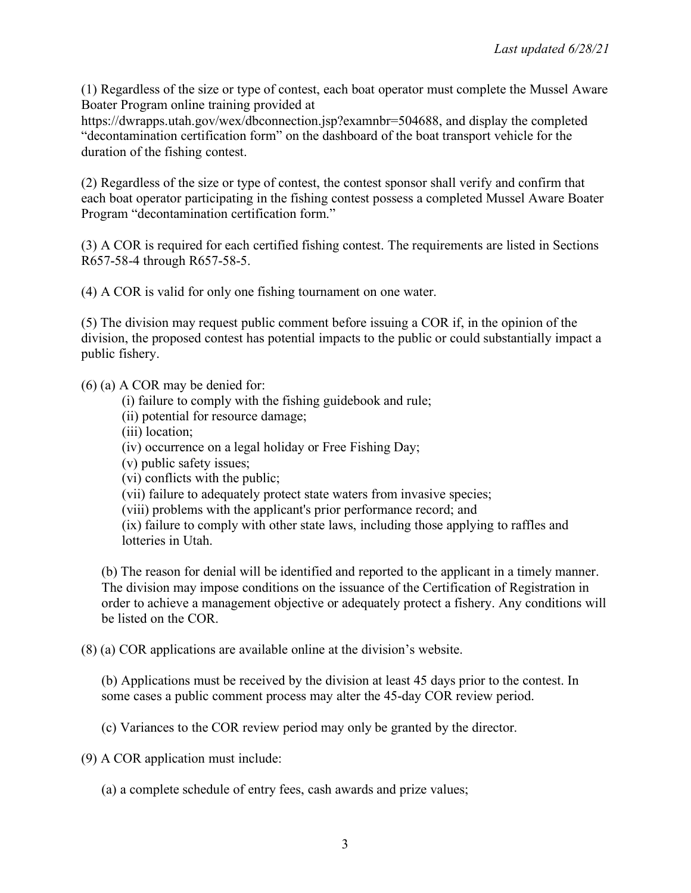(1) Regardless of the size or type of contest, each boat operator must complete the Mussel Aware Boater Program online training provided at https://dwrapps.utah.gov/wex/dbconnection.jsp?examnbr=504688, and display the completed "decontamination certification form" on the dashboard of the boat transport vehicle for the duration of the fishing contest.

(2) Regardless of the size or type of contest, the contest sponsor shall verify and confirm that each boat operator participating in the fishing contest possess a completed Mussel Aware Boater Program "decontamination certification form."

(3) A COR is required for each certified fishing contest. The requirements are listed in Sections R657-58-4 through R657-58-5.

(4) A COR is valid for only one fishing tournament on one water.

(5) The division may request public comment before issuing a COR if, in the opinion of the division, the proposed contest has potential impacts to the public or could substantially impact a public fishery.

(6) (a) A COR may be denied for:

(i) failure to comply with the fishing guidebook and rule;
(ii) potential for resource damage;
(iii) location;
(iv) occurrence on a legal holiday or Free Fishing Day;
(v) public safety issues;
(vi) conflicts with the public;
(vii) failure to adequately protect state waters from invasive species;
(viii) problems with the applicant's prior performance record; and
(ix) failure to comply with other state laws, including those applying to raffles and lotteries in Utah.

(b) The reason for denial will be identified and reported to the applicant in a timely manner. The division may impose conditions on the issuance of the Certification of Registration in order to achieve a management objective or adequately protect a fishery. Any conditions will be listed on the COR.

(8) (a) COR applications are available online at the division's website.

(b) Applications must be received by the division at least 45 days prior to the contest. In some cases a public comment process may alter the 45-day COR review period.

(c) Variances to the COR review period may only be granted by the director.

(9) A COR application must include:

(a) a complete schedule of entry fees, cash awards and prize values;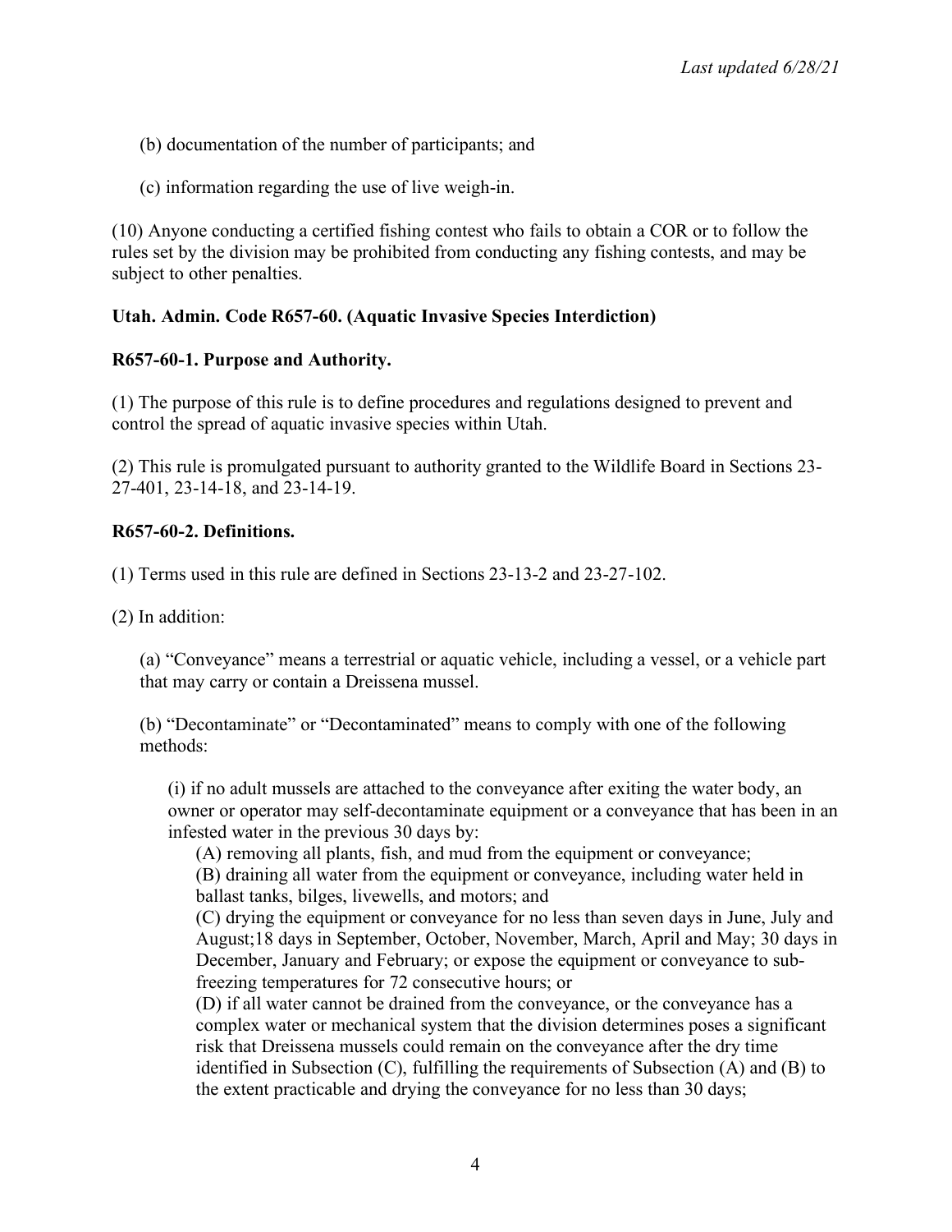(b) documentation of the number of participants; and

(c) information regarding the use of live weigh-in.

(10) Anyone conducting a certified fishing contest who fails to obtain a COR or to follow the rules set by the division may be prohibited from conducting any fishing contests, and may be subject to other penalties.

**Utah. Admin. Code R657-60. (Aquatic Invasive Species Interdiction)**

**R657-60-1. Purpose and Authority.**

(1) The purpose of this rule is to define procedures and regulations designed to prevent and control the spread of aquatic invasive species within Utah.

(2) This rule is promulgated pursuant to authority granted to the Wildlife Board in Sections 23-27-401, 23-14-18, and 23-14-19.

**R657-60-2. Definitions.**

(1) Terms used in this rule are defined in Sections 23-13-2 and 23-27-102.

(2) In addition:

(a) "Conveyance" means a terrestrial or aquatic vehicle, including a vessel, or a vehicle part that may carry or contain a Dreissena mussel.

(b) "Decontaminate" or "Decontaminated" means to comply with one of the following methods:

(i) if no adult mussels are attached to the conveyance after exiting the water body, an owner or operator may self-decontaminate equipment or a conveyance that has been in an infested water in the previous 30 days by:

(A) removing all plants, fish, and mud from the equipment or conveyance;

(B) draining all water from the equipment or conveyance, including water held in ballast tanks, bilges, livewells, and motors; and

(C) drying the equipment or conveyance for no less than seven days in June, July and August;18 days in September, October, November, March, April and May; 30 days in December, January and February; or expose the equipment or conveyance to sub-freezing temperatures for 72 consecutive hours; or

(D) if all water cannot be drained from the conveyance, or the conveyance has a complex water or mechanical system that the division determines poses a significant risk that Dreissena mussels could remain on the conveyance after the dry time identified in Subsection (C), fulfilling the requirements of Subsection (A) and (B) to the extent practicable and drying the conveyance for no less than 30 days;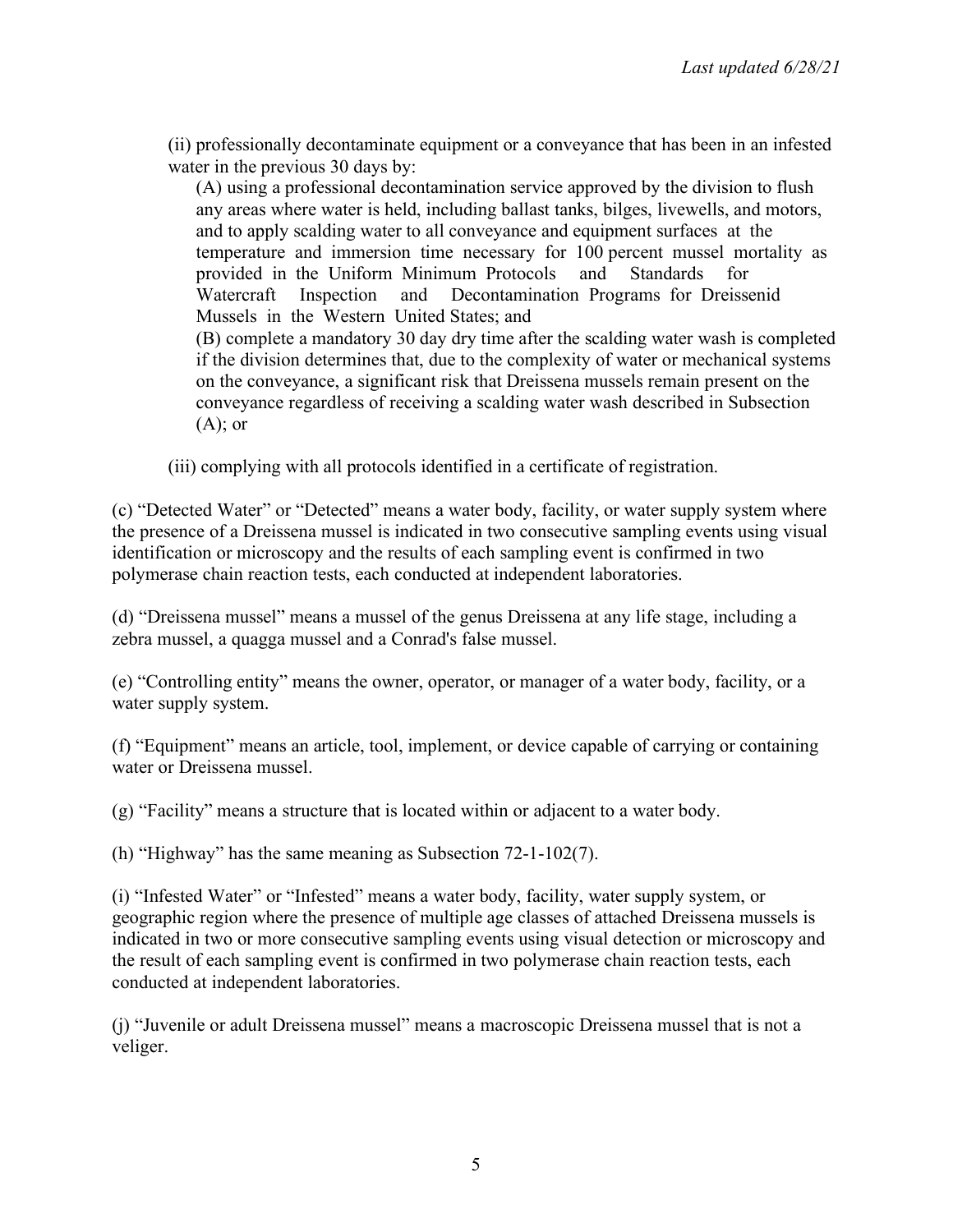(ii) professionally decontaminate equipment or a conveyance that has been in an infested water in the previous 30 days by:

(A) using a professional decontamination service approved by the division to flush any areas where water is held, including ballast tanks, bilges, livewells, and motors, and to apply scalding water to all conveyance and equipment surfaces at the temperature and immersion time necessary for 100 percent mussel mortality as provided in the Uniform Minimum Protocols and Standards for Watercraft Inspection and Decontamination Programs for Dreissenid Mussels in the Western United States; and

(B) complete a mandatory 30 day dry time after the scalding water wash is completed if the division determines that, due to the complexity of water or mechanical systems on the conveyance, a significant risk that Dreissena mussels remain present on the conveyance regardless of receiving a scalding water wash described in Subsection (A); or

(iii) complying with all protocols identified in a certificate of registration.

(c) "Detected Water" or "Detected" means a water body, facility, or water supply system where the presence of a Dreissena mussel is indicated in two consecutive sampling events using visual identification or microscopy and the results of each sampling event is confirmed in two polymerase chain reaction tests, each conducted at independent laboratories.

(d) "Dreissena mussel" means a mussel of the genus Dreissena at any life stage, including a zebra mussel, a quagga mussel and a Conrad's false mussel.

(e) "Controlling entity" means the owner, operator, or manager of a water body, facility, or a water supply system.

(f) "Equipment" means an article, tool, implement, or device capable of carrying or containing water or Dreissena mussel.

(g) "Facility" means a structure that is located within or adjacent to a water body.

(h) "Highway" has the same meaning as Subsection 72-1-102(7).

(i) "Infested Water" or "Infested" means a water body, facility, water supply system, or geographic region where the presence of multiple age classes of attached Dreissena mussels is indicated in two or more consecutive sampling events using visual detection or microscopy and the result of each sampling event is confirmed in two polymerase chain reaction tests, each conducted at independent laboratories.

(j) "Juvenile or adult Dreissena mussel" means a macroscopic Dreissena mussel that is not a veliger.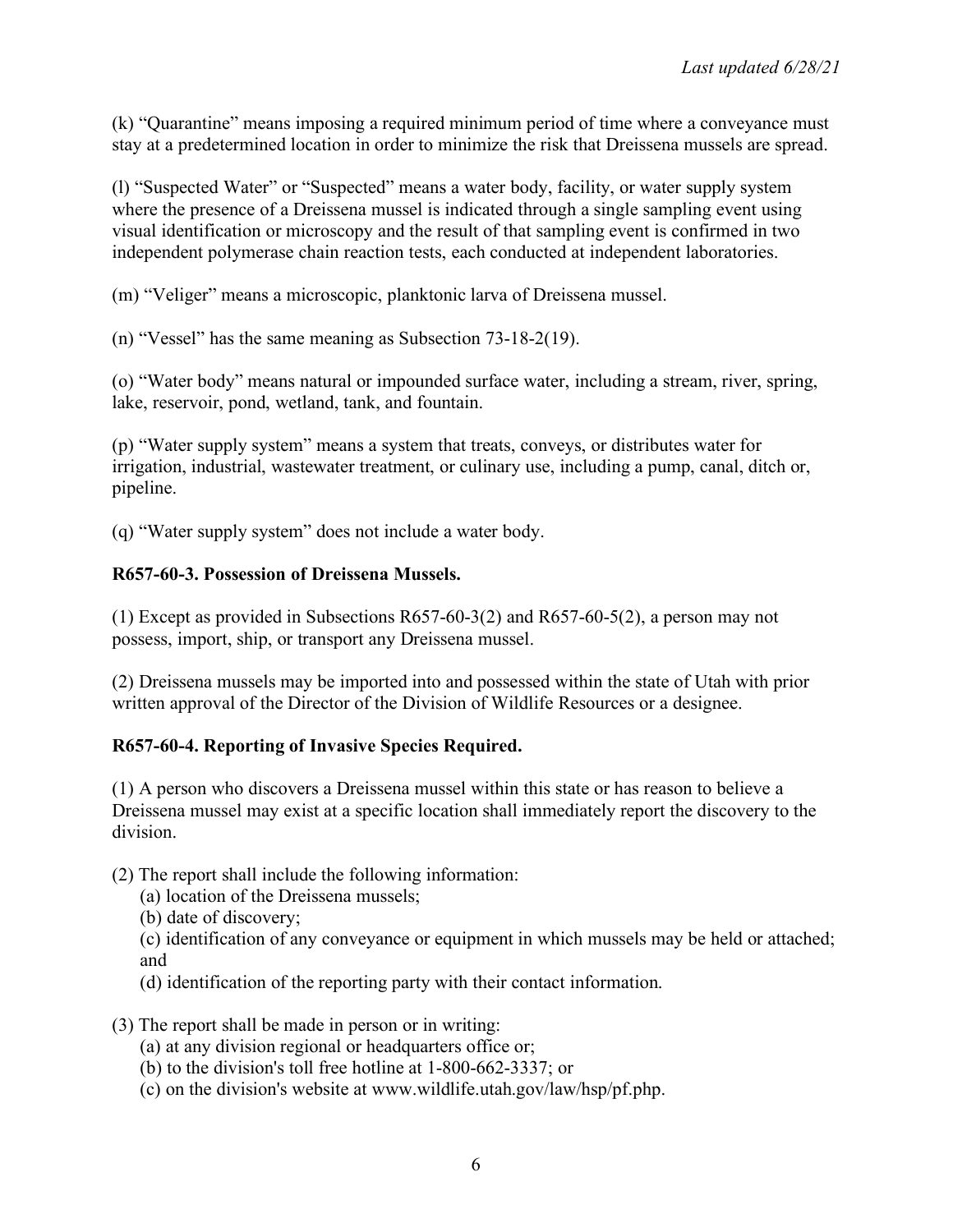(k) "Quarantine" means imposing a required minimum period of time where a conveyance must stay at a predetermined location in order to minimize the risk that Dreissena mussels are spread.

(l) "Suspected Water" or "Suspected" means a water body, facility, or water supply system where the presence of a Dreissena mussel is indicated through a single sampling event using visual identification or microscopy and the result of that sampling event is confirmed in two independent polymerase chain reaction tests, each conducted at independent laboratories.

(m) "Veliger" means a microscopic, planktonic larva of Dreissena mussel.

(n) "Vessel" has the same meaning as Subsection 73-18-2(19).

(o) "Water body" means natural or impounded surface water, including a stream, river, spring, lake, reservoir, pond, wetland, tank, and fountain.

(p) "Water supply system" means a system that treats, conveys, or distributes water for irrigation, industrial, wastewater treatment, or culinary use, including a pump, canal, ditch or, pipeline.

(q) "Water supply system" does not include a water body.

**R657-60-3. Possession of Dreissena Mussels.**

(1) Except as provided in Subsections R657-60-3(2) and R657-60-5(2), a person may not possess, import, ship, or transport any Dreissena mussel.

(2) Dreissena mussels may be imported into and possessed within the state of Utah with prior written approval of the Director of the Division of Wildlife Resources or a designee.

**R657-60-4. Reporting of Invasive Species Required.**

(1) A person who discovers a Dreissena mussel within this state or has reason to believe a Dreissena mussel may exist at a specific location shall immediately report the discovery to the division.

(2) The report shall include the following information:
- (a) location of the Dreissena mussels;
- (b) date of discovery;
- (c) identification of any conveyance or equipment in which mussels may be held or attached; and
- (d) identification of the reporting party with their contact information.

(3) The report shall be made in person or in writing:
- (a) at any division regional or headquarters office or;
- (b) to the division's toll free hotline at 1-800-662-3337; or
- (c) on the division's website at www.wildlife.utah.gov/law/hsp/pf.php.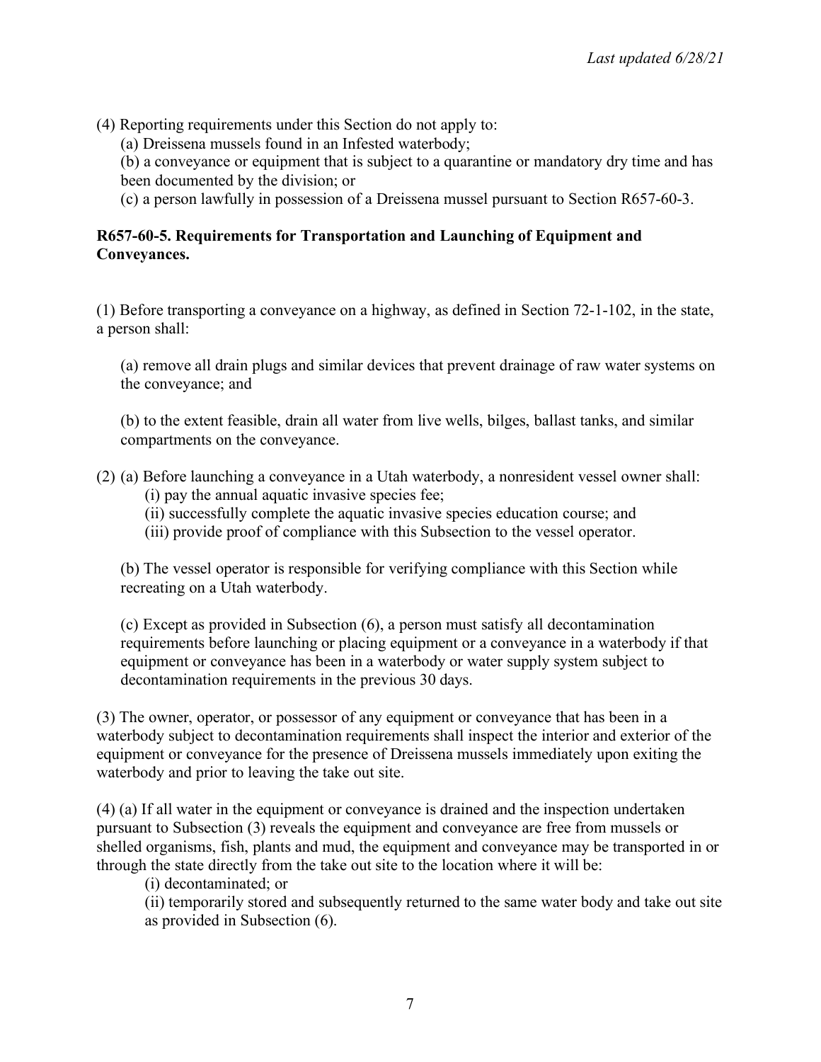(4) Reporting requirements under this Section do not apply to:

(a) Dreissena mussels found in an Infested waterbody;

(b) a conveyance or equipment that is subject to a quarantine or mandatory dry time and has been documented by the division; or

(c) a person lawfully in possession of a Dreissena mussel pursuant to Section R657-60-3.

**R657-60-5. Requirements for Transportation and Launching of Equipment and Conveyances.**

(1) Before transporting a conveyance on a highway, as defined in Section 72-1-102, in the state, a person shall:

(a) remove all drain plugs and similar devices that prevent drainage of raw water systems on the conveyance; and

(b) to the extent feasible, drain all water from live wells, bilges, ballast tanks, and similar compartments on the conveyance.

(2) (a) Before launching a conveyance in a Utah waterbody, a nonresident vessel owner shall:

(i) pay the annual aquatic invasive species fee;

(ii) successfully complete the aquatic invasive species education course; and

(iii) provide proof of compliance with this Subsection to the vessel operator.

(b) The vessel operator is responsible for verifying compliance with this Section while recreating on a Utah waterbody.

(c) Except as provided in Subsection (6), a person must satisfy all decontamination requirements before launching or placing equipment or a conveyance in a waterbody if that equipment or conveyance has been in a waterbody or water supply system subject to decontamination requirements in the previous 30 days.

(3) The owner, operator, or possessor of any equipment or conveyance that has been in a waterbody subject to decontamination requirements shall inspect the interior and exterior of the equipment or conveyance for the presence of Dreissena mussels immediately upon exiting the waterbody and prior to leaving the take out site.

(4) (a) If all water in the equipment or conveyance is drained and the inspection undertaken pursuant to Subsection (3) reveals the equipment and conveyance are free from mussels or shelled organisms, fish, plants and mud, the equipment and conveyance may be transported in or through the state directly from the take out site to the location where it will be:

(i) decontaminated; or

(ii) temporarily stored and subsequently returned to the same water body and take out site as provided in Subsection (6).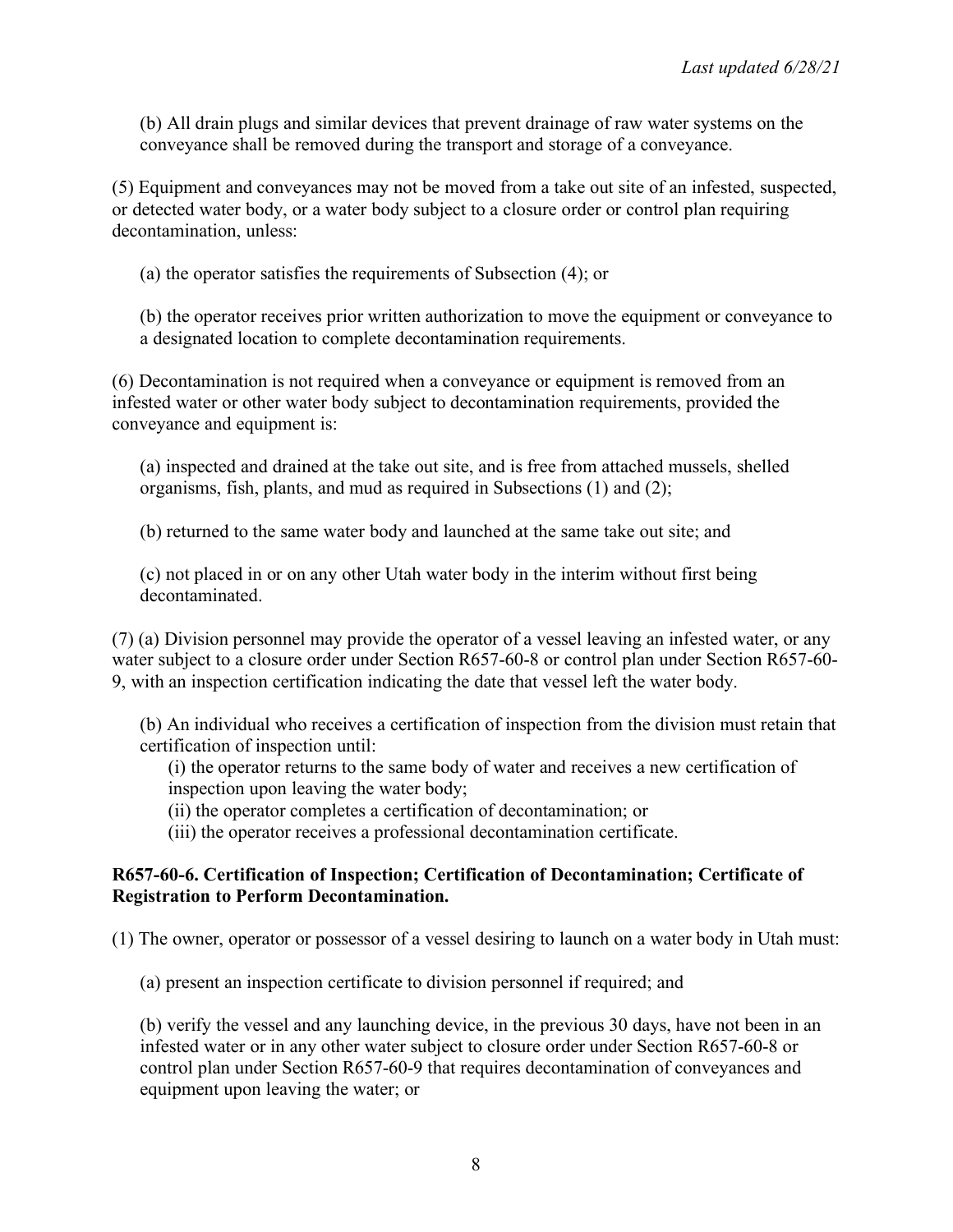(b) All drain plugs and similar devices that prevent drainage of raw water systems on the conveyance shall be removed during the transport and storage of a conveyance.

(5) Equipment and conveyances may not be moved from a take out site of an infested, suspected, or detected water body, or a water body subject to a closure order or control plan requiring decontamination, unless:

(a) the operator satisfies the requirements of Subsection (4); or

(b) the operator receives prior written authorization to move the equipment or conveyance to a designated location to complete decontamination requirements.

(6) Decontamination is not required when a conveyance or equipment is removed from an infested water or other water body subject to decontamination requirements, provided the conveyance and equipment is:

(a) inspected and drained at the take out site, and is free from attached mussels, shelled organisms, fish, plants, and mud as required in Subsections (1) and (2);

(b) returned to the same water body and launched at the same take out site; and

(c) not placed in or on any other Utah water body in the interim without first being decontaminated.

(7) (a) Division personnel may provide the operator of a vessel leaving an infested water, or any water subject to a closure order under Section R657-60-8 or control plan under Section R657-60-9, with an inspection certification indicating the date that vessel left the water body.

(b) An individual who receives a certification of inspection from the division must retain that certification of inspection until:

(i) the operator returns to the same body of water and receives a new certification of inspection upon leaving the water body;

(ii) the operator completes a certification of decontamination; or

(iii) the operator receives a professional decontamination certificate.

**R657-60-6. Certification of Inspection; Certification of Decontamination; Certificate of Registration to Perform Decontamination.**

(1) The owner, operator or possessor of a vessel desiring to launch on a water body in Utah must:

(a) present an inspection certificate to division personnel if required; and

(b) verify the vessel and any launching device, in the previous 30 days, have not been in an infested water or in any other water subject to closure order under Section R657-60-8 or control plan under Section R657-60-9 that requires decontamination of conveyances and equipment upon leaving the water; or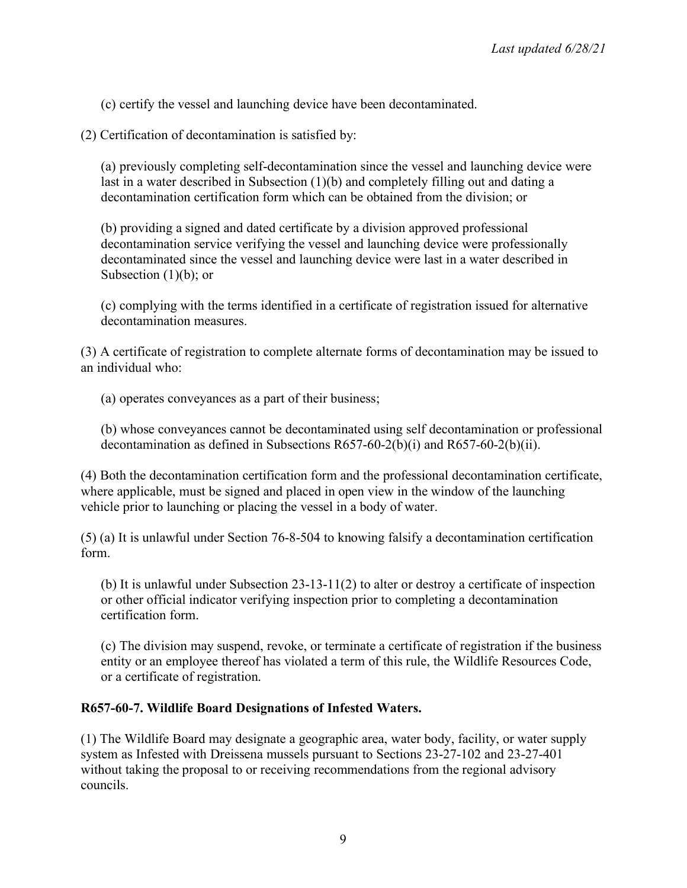(c) certify the vessel and launching device have been decontaminated.

(2) Certification of decontamination is satisfied by:

(a) previously completing self-decontamination since the vessel and launching device were last in a water described in Subsection (1)(b) and completely filling out and dating a decontamination certification form which can be obtained from the division; or

(b) providing a signed and dated certificate by a division approved professional decontamination service verifying the vessel and launching device were professionally decontaminated since the vessel and launching device were last in a water described in Subsection (1)(b); or

(c) complying with the terms identified in a certificate of registration issued for alternative decontamination measures.

(3) A certificate of registration to complete alternate forms of decontamination may be issued to an individual who:

(a) operates conveyances as a part of their business;

(b) whose conveyances cannot be decontaminated using self decontamination or professional decontamination as defined in Subsections R657-60-2(b)(i) and R657-60-2(b)(ii).

(4) Both the decontamination certification form and the professional decontamination certificate, where applicable, must be signed and placed in open view in the window of the launching vehicle prior to launching or placing the vessel in a body of water.

(5) (a) It is unlawful under Section 76-8-504 to knowing falsify a decontamination certification form.

(b) It is unlawful under Subsection 23-13-11(2) to alter or destroy a certificate of inspection or other official indicator verifying inspection prior to completing a decontamination certification form.

(c) The division may suspend, revoke, or terminate a certificate of registration if the business entity or an employee thereof has violated a term of this rule, the Wildlife Resources Code, or a certificate of registration.

**R657-60-7. Wildlife Board Designations of Infested Waters.**

(1) The Wildlife Board may designate a geographic area, water body, facility, or water supply system as Infested with Dreissena mussels pursuant to Sections 23-27-102 and 23-27-401 without taking the proposal to or receiving recommendations from the regional advisory councils.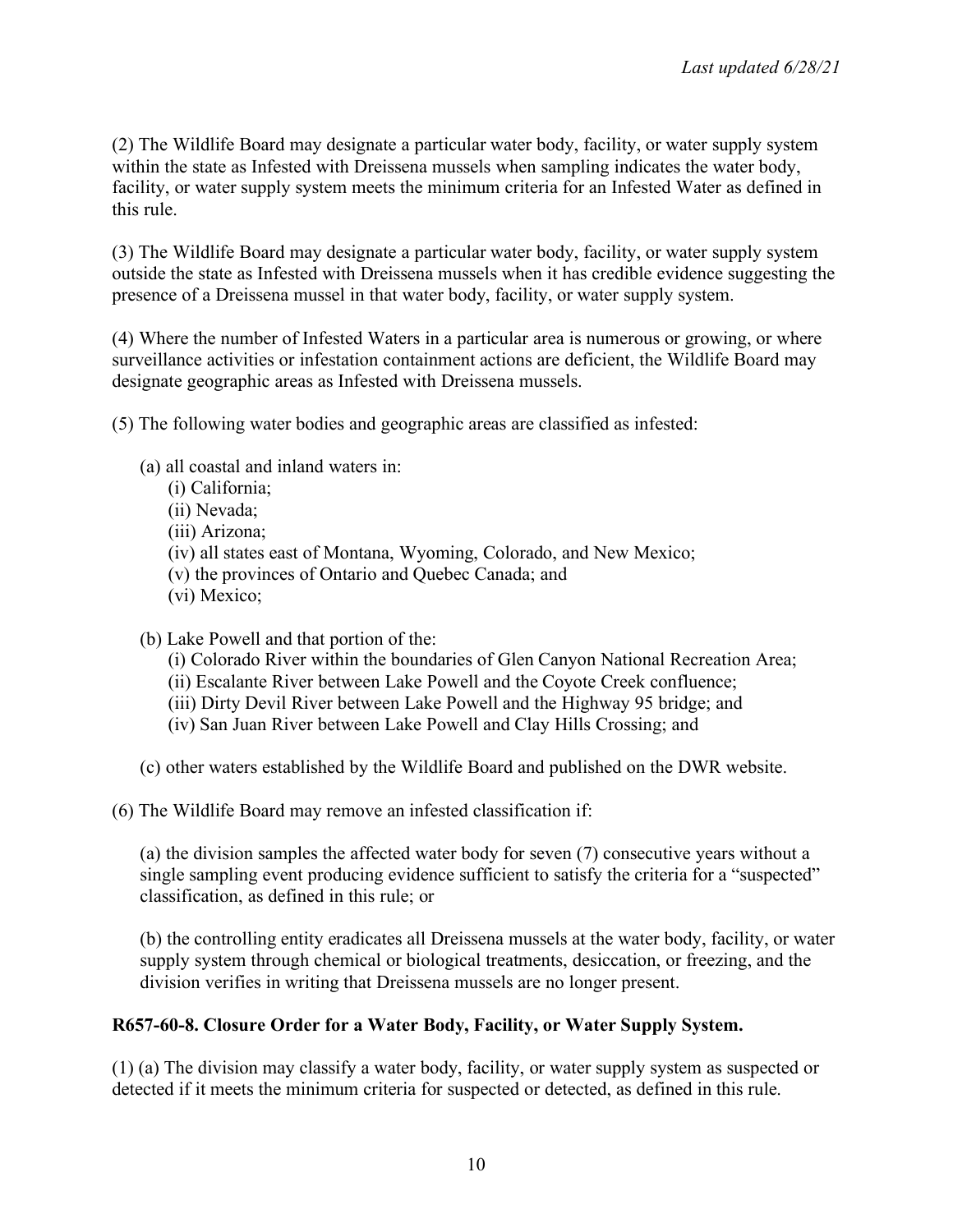(2) The Wildlife Board may designate a particular water body, facility, or water supply system within the state as Infested with Dreissena mussels when sampling indicates the water body, facility, or water supply system meets the minimum criteria for an Infested Water as defined in this rule.

(3) The Wildlife Board may designate a particular water body, facility, or water supply system outside the state as Infested with Dreissena mussels when it has credible evidence suggesting the presence of a Dreissena mussel in that water body, facility, or water supply system.

(4) Where the number of Infested Waters in a particular area is numerous or growing, or where surveillance activities or infestation containment actions are deficient, the Wildlife Board may designate geographic areas as Infested with Dreissena mussels.

(5) The following water bodies and geographic areas are classified as infested:

(a) all coastal and inland waters in:
- (i) California;
- (ii) Nevada;
- (iii) Arizona;
- (iv) all states east of Montana, Wyoming, Colorado, and New Mexico;
- (v) the provinces of Ontario and Quebec Canada; and
- (vi) Mexico;

(b) Lake Powell and that portion of the:
- (i) Colorado River within the boundaries of Glen Canyon National Recreation Area;
- (ii) Escalante River between Lake Powell and the Coyote Creek confluence;
- (iii) Dirty Devil River between Lake Powell and the Highway 95 bridge; and
- (iv) San Juan River between Lake Powell and Clay Hills Crossing; and

(c) other waters established by the Wildlife Board and published on the DWR website.

(6) The Wildlife Board may remove an infested classification if:

(a) the division samples the affected water body for seven (7) consecutive years without a single sampling event producing evidence sufficient to satisfy the criteria for a "suspected" classification, as defined in this rule; or

(b) the controlling entity eradicates all Dreissena mussels at the water body, facility, or water supply system through chemical or biological treatments, desiccation, or freezing, and the division verifies in writing that Dreissena mussels are no longer present.

**R657-60-8. Closure Order for a Water Body, Facility, or Water Supply System.**

(1) (a) The division may classify a water body, facility, or water supply system as suspected or detected if it meets the minimum criteria for suspected or detected, as defined in this rule.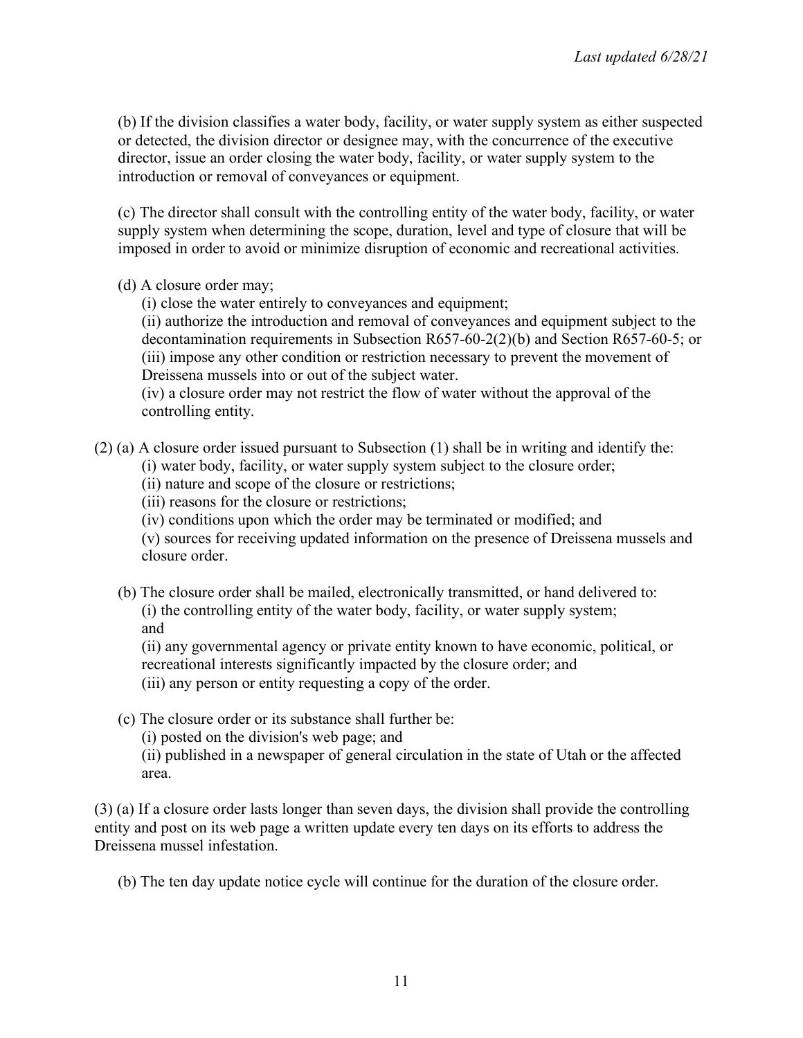(b) If the division classifies a water body, facility, or water supply system as either suspected or detected, the division director or designee may, with the concurrence of the executive director, issue an order closing the water body, facility, or water supply system to the introduction or removal of conveyances or equipment.

(c) The director shall consult with the controlling entity of the water body, facility, or water supply system when determining the scope, duration, level and type of closure that will be imposed in order to avoid or minimize disruption of economic and recreational activities.

(d) A closure order may;

(i) close the water entirely to conveyances and equipment;

(ii) authorize the introduction and removal of conveyances and equipment subject to the decontamination requirements in Subsection R657-60-2(2)(b) and Section R657-60-5; or

(iii) impose any other condition or restriction necessary to prevent the movement of Dreissena mussels into or out of the subject water.

(iv) a closure order may not restrict the flow of water without the approval of the controlling entity.

(2) (a) A closure order issued pursuant to Subsection (1) shall be in writing and identify the:

(i) water body, facility, or water supply system subject to the closure order;

(ii) nature and scope of the closure or restrictions;

(iii) reasons for the closure or restrictions;

(iv) conditions upon which the order may be terminated or modified; and

(v) sources for receiving updated information on the presence of Dreissena mussels and closure order.

(b) The closure order shall be mailed, electronically transmitted, or hand delivered to:

(i) the controlling entity of the water body, facility, or water supply system; and

(ii) any governmental agency or private entity known to have economic, political, or recreational interests significantly impacted by the closure order; and

(iii) any person or entity requesting a copy of the order.

(c) The closure order or its substance shall further be:

(i) posted on the division's web page; and

(ii) published in a newspaper of general circulation in the state of Utah or the affected area.

(3) (a) If a closure order lasts longer than seven days, the division shall provide the controlling entity and post on its web page a written update every ten days on its efforts to address the Dreissena mussel infestation.

(b) The ten day update notice cycle will continue for the duration of the closure order.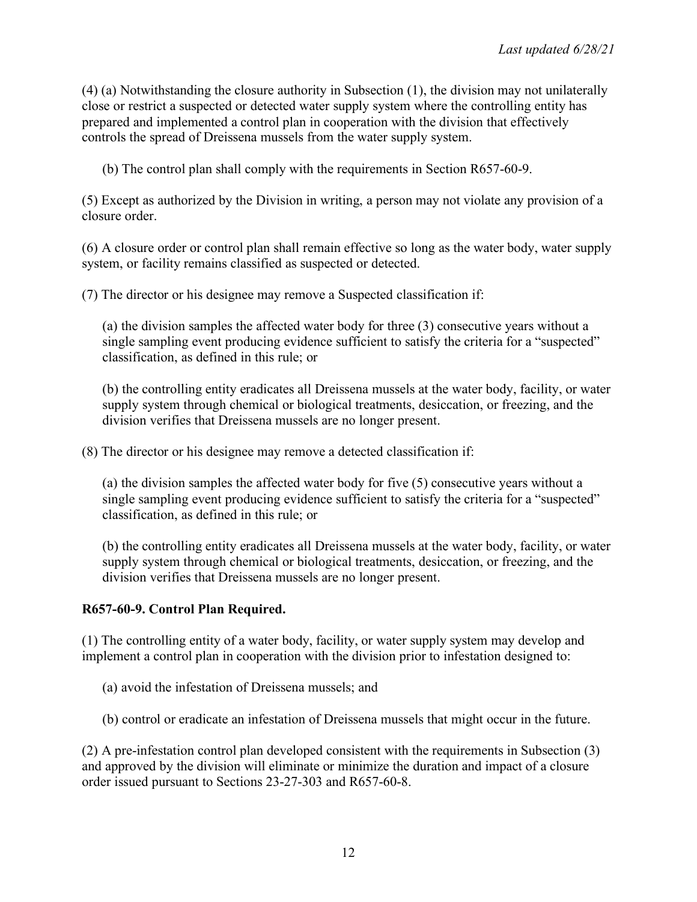(4) (a) Notwithstanding the closure authority in Subsection (1), the division may not unilaterally close or restrict a suspected or detected water supply system where the controlling entity has prepared and implemented a control plan in cooperation with the division that effectively controls the spread of Dreissena mussels from the water supply system.

(b) The control plan shall comply with the requirements in Section R657-60-9.

(5) Except as authorized by the Division in writing, a person may not violate any provision of a closure order.

(6) A closure order or control plan shall remain effective so long as the water body, water supply system, or facility remains classified as suspected or detected.

(7) The director or his designee may remove a Suspected classification if:

(a) the division samples the affected water body for three (3) consecutive years without a single sampling event producing evidence sufficient to satisfy the criteria for a "suspected" classification, as defined in this rule; or

(b) the controlling entity eradicates all Dreissena mussels at the water body, facility, or water supply system through chemical or biological treatments, desiccation, or freezing, and the division verifies that Dreissena mussels are no longer present.

(8) The director or his designee may remove a detected classification if:

(a) the division samples the affected water body for five (5) consecutive years without a single sampling event producing evidence sufficient to satisfy the criteria for a "suspected" classification, as defined in this rule; or

(b) the controlling entity eradicates all Dreissena mussels at the water body, facility, or water supply system through chemical or biological treatments, desiccation, or freezing, and the division verifies that Dreissena mussels are no longer present.

**R657-60-9. Control Plan Required.**

(1) The controlling entity of a water body, facility, or water supply system may develop and implement a control plan in cooperation with the division prior to infestation designed to:

(a) avoid the infestation of Dreissena mussels; and

(b) control or eradicate an infestation of Dreissena mussels that might occur in the future.

(2) A pre-infestation control plan developed consistent with the requirements in Subsection (3) and approved by the division will eliminate or minimize the duration and impact of a closure order issued pursuant to Sections 23-27-303 and R657-60-8.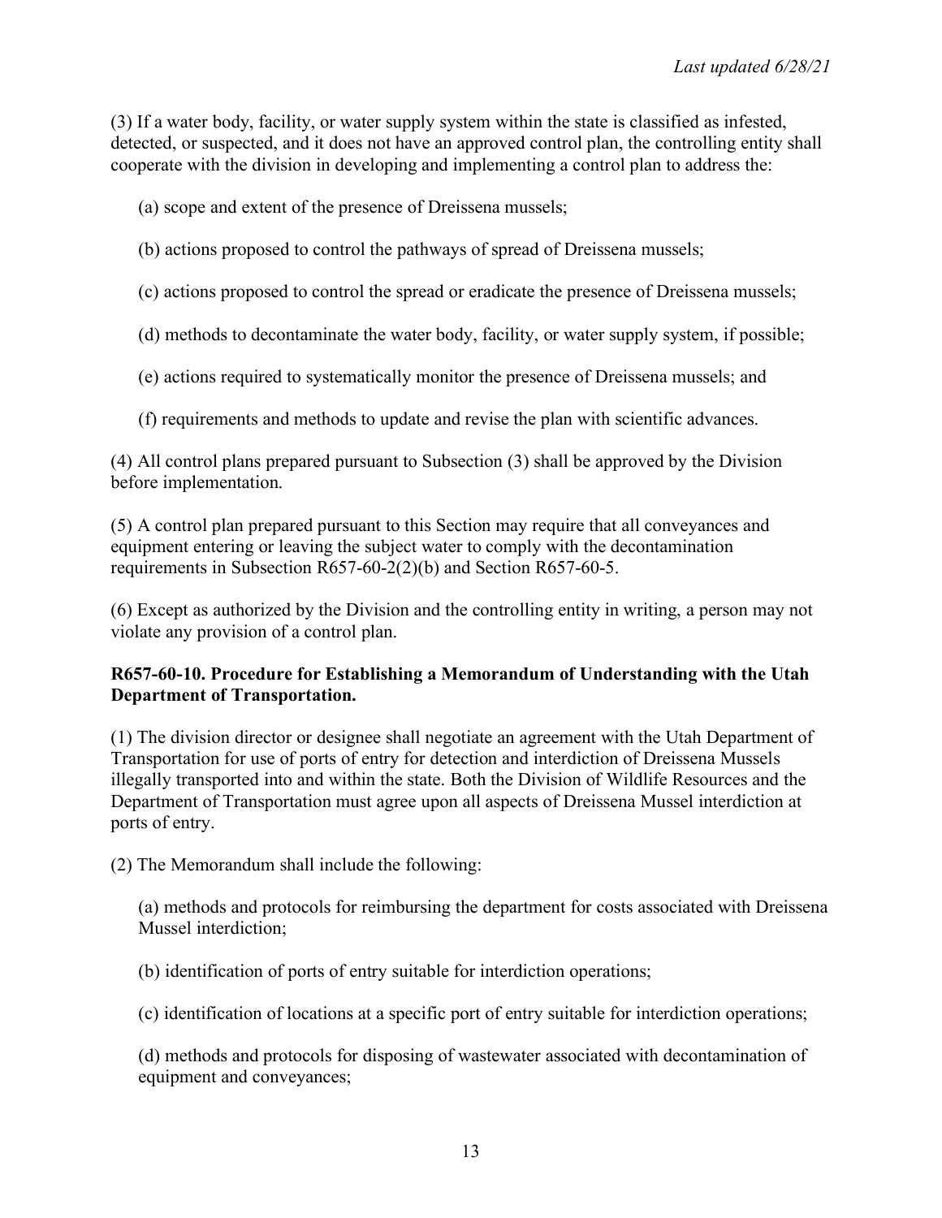(3) If a water body, facility, or water supply system within the state is classified as infested, detected, or suspected, and it does not have an approved control plan, the controlling entity shall cooperate with the division in developing and implementing a control plan to address the:

(a) scope and extent of the presence of Dreissena mussels;

(b) actions proposed to control the pathways of spread of Dreissena mussels;

(c) actions proposed to control the spread or eradicate the presence of Dreissena mussels;

(d) methods to decontaminate the water body, facility, or water supply system, if possible;

(e) actions required to systematically monitor the presence of Dreissena mussels; and

(f) requirements and methods to update and revise the plan with scientific advances.

(4) All control plans prepared pursuant to Subsection (3) shall be approved by the Division before implementation.

(5) A control plan prepared pursuant to this Section may require that all conveyances and equipment entering or leaving the subject water to comply with the decontamination requirements in Subsection R657-60-2(2)(b) and Section R657-60-5.

(6) Except as authorized by the Division and the controlling entity in writing, a person may not violate any provision of a control plan.

**R657-60-10. Procedure for Establishing a Memorandum of Understanding with the Utah Department of Transportation.**

(1) The division director or designee shall negotiate an agreement with the Utah Department of Transportation for use of ports of entry for detection and interdiction of Dreissena Mussels illegally transported into and within the state. Both the Division of Wildlife Resources and the Department of Transportation must agree upon all aspects of Dreissena Mussel interdiction at ports of entry.

(2) The Memorandum shall include the following:

(a) methods and protocols for reimbursing the department for costs associated with Dreissena Mussel interdiction;

(b) identification of ports of entry suitable for interdiction operations;

(c) identification of locations at a specific port of entry suitable for interdiction operations;

(d) methods and protocols for disposing of wastewater associated with decontamination of equipment and conveyances;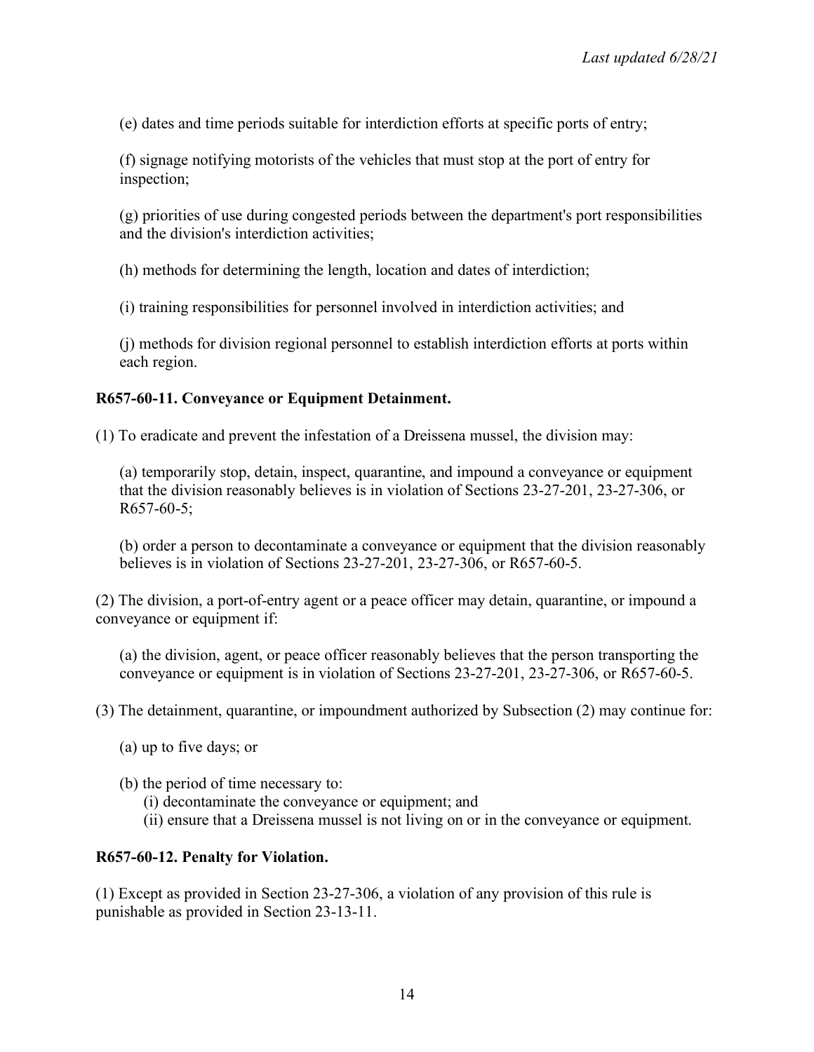(e) dates and time periods suitable for interdiction efforts at specific ports of entry;

(f) signage notifying motorists of the vehicles that must stop at the port of entry for inspection;

(g) priorities of use during congested periods between the department's port responsibilities and the division's interdiction activities;

(h) methods for determining the length, location and dates of interdiction;

(i) training responsibilities for personnel involved in interdiction activities; and

(j) methods for division regional personnel to establish interdiction efforts at ports within each region.

**R657-60-11. Conveyance or Equipment Detainment.**

(1) To eradicate and prevent the infestation of a Dreissena mussel, the division may:

(a) temporarily stop, detain, inspect, quarantine, and impound a conveyance or equipment that the division reasonably believes is in violation of Sections 23-27-201, 23-27-306, or R657-60-5;

(b) order a person to decontaminate a conveyance or equipment that the division reasonably believes is in violation of Sections 23-27-201, 23-27-306, or R657-60-5.

(2) The division, a port-of-entry agent or a peace officer may detain, quarantine, or impound a conveyance or equipment if:

(a) the division, agent, or peace officer reasonably believes that the person transporting the conveyance or equipment is in violation of Sections 23-27-201, 23-27-306, or R657-60-5.

(3) The detainment, quarantine, or impoundment authorized by Subsection (2) may continue for:

(a) up to five days; or

(b) the period of time necessary to:

(i) decontaminate the conveyance or equipment; and

(ii) ensure that a Dreissena mussel is not living on or in the conveyance or equipment.

**R657-60-12. Penalty for Violation.**

(1) Except as provided in Section 23-27-306, a violation of any provision of this rule is punishable as provided in Section 23-13-11.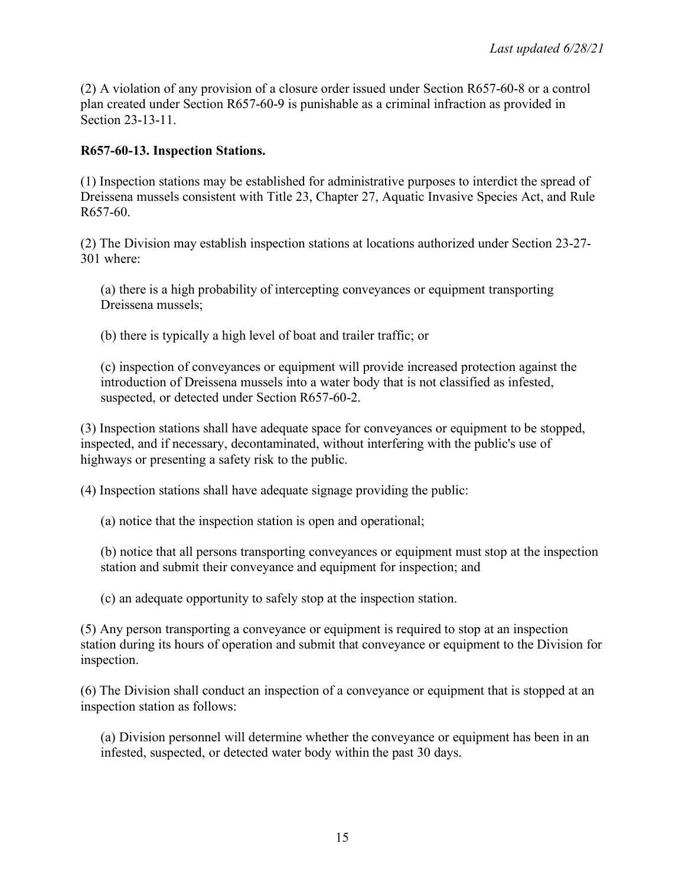(2) A violation of any provision of a closure order issued under Section R657-60-8 or a control plan created under Section R657-60-9 is punishable as a criminal infraction as provided in Section 23-13-11.

**R657-60-13. Inspection Stations.**

(1) Inspection stations may be established for administrative purposes to interdict the spread of Dreissena mussels consistent with Title 23, Chapter 27, Aquatic Invasive Species Act, and Rule R657-60.

(2) The Division may establish inspection stations at locations authorized under Section 23-27-301 where:

(a) there is a high probability of intercepting conveyances or equipment transporting Dreissena mussels;

(b) there is typically a high level of boat and trailer traffic; or

(c) inspection of conveyances or equipment will provide increased protection against the introduction of Dreissena mussels into a water body that is not classified as infested, suspected, or detected under Section R657-60-2.

(3) Inspection stations shall have adequate space for conveyances or equipment to be stopped, inspected, and if necessary, decontaminated, without interfering with the public's use of highways or presenting a safety risk to the public.

(4) Inspection stations shall have adequate signage providing the public:

(a) notice that the inspection station is open and operational;

(b) notice that all persons transporting conveyances or equipment must stop at the inspection station and submit their conveyance and equipment for inspection; and

(c) an adequate opportunity to safely stop at the inspection station.

(5) Any person transporting a conveyance or equipment is required to stop at an inspection station during its hours of operation and submit that conveyance or equipment to the Division for inspection.

(6) The Division shall conduct an inspection of a conveyance or equipment that is stopped at an inspection station as follows:

(a) Division personnel will determine whether the conveyance or equipment has been in an infested, suspected, or detected water body within the past 30 days.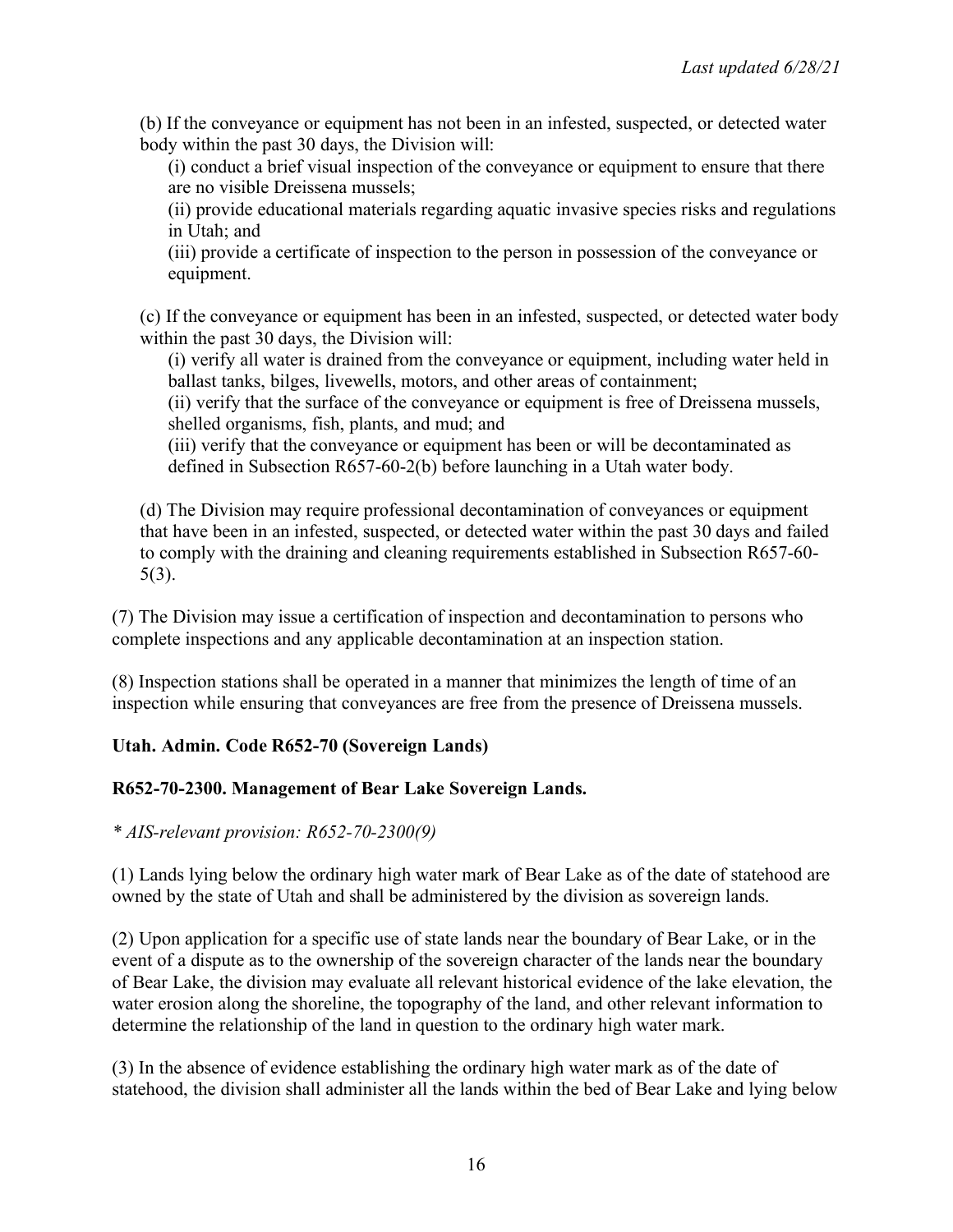(b) If the conveyance or equipment has not been in an infested, suspected, or detected water body within the past 30 days, the Division will:

(i) conduct a brief visual inspection of the conveyance or equipment to ensure that there are no visible Dreissena mussels;

(ii) provide educational materials regarding aquatic invasive species risks and regulations in Utah; and

(iii) provide a certificate of inspection to the person in possession of the conveyance or equipment.

(c) If the conveyance or equipment has been in an infested, suspected, or detected water body within the past 30 days, the Division will:

(i) verify all water is drained from the conveyance or equipment, including water held in ballast tanks, bilges, livewells, motors, and other areas of containment;

(ii) verify that the surface of the conveyance or equipment is free of Dreissena mussels, shelled organisms, fish, plants, and mud; and

(iii) verify that the conveyance or equipment has been or will be decontaminated as defined in Subsection R657-60-2(b) before launching in a Utah water body.

(d) The Division may require professional decontamination of conveyances or equipment that have been in an infested, suspected, or detected water within the past 30 days and failed to comply with the draining and cleaning requirements established in Subsection R657-60-5(3).

(7) The Division may issue a certification of inspection and decontamination to persons who complete inspections and any applicable decontamination at an inspection station.

(8) Inspection stations shall be operated in a manner that minimizes the length of time of an inspection while ensuring that conveyances are free from the presence of Dreissena mussels.

**Utah. Admin. Code R652-70 (Sovereign Lands)**

**R652-70-2300. Management of Bear Lake Sovereign Lands.**

*\* AIS-relevant provision: R652-70-2300(9)*

(1) Lands lying below the ordinary high water mark of Bear Lake as of the date of statehood are owned by the state of Utah and shall be administered by the division as sovereign lands.

(2) Upon application for a specific use of state lands near the boundary of Bear Lake, or in the event of a dispute as to the ownership of the sovereign character of the lands near the boundary of Bear Lake, the division may evaluate all relevant historical evidence of the lake elevation, the water erosion along the shoreline, the topography of the land, and other relevant information to determine the relationship of the land in question to the ordinary high water mark.

(3) In the absence of evidence establishing the ordinary high water mark as of the date of statehood, the division shall administer all the lands within the bed of Bear Lake and lying below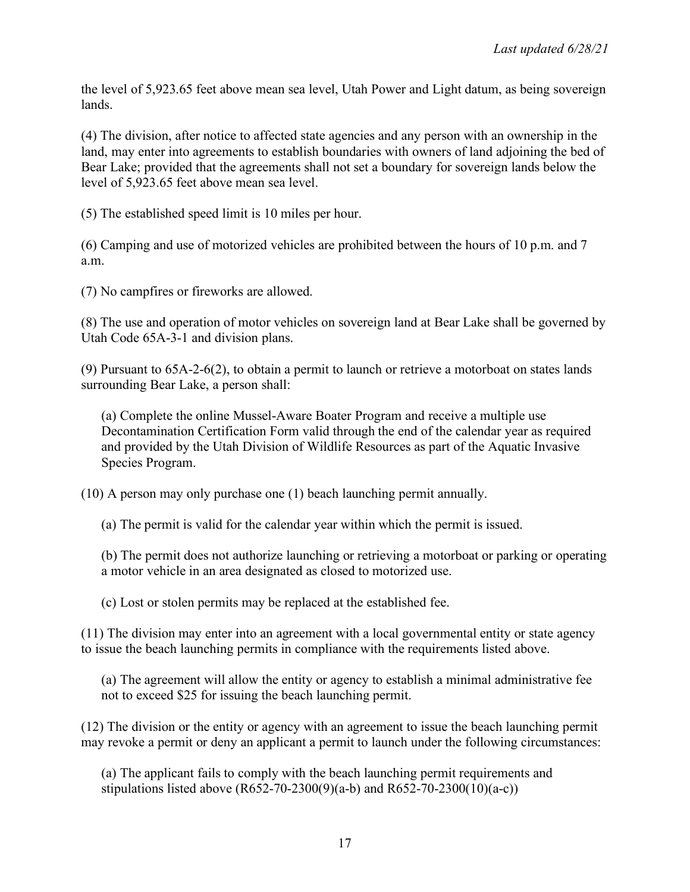the level of 5,923.65 feet above mean sea level, Utah Power and Light datum, as being sovereign lands.

(4) The division, after notice to affected state agencies and any person with an ownership in the land, may enter into agreements to establish boundaries with owners of land adjoining the bed of Bear Lake; provided that the agreements shall not set a boundary for sovereign lands below the level of 5,923.65 feet above mean sea level.

(5) The established speed limit is 10 miles per hour.

(6) Camping and use of motorized vehicles are prohibited between the hours of 10 p.m. and 7 a.m.

(7) No campfires or fireworks are allowed.

(8) The use and operation of motor vehicles on sovereign land at Bear Lake shall be governed by Utah Code 65A-3-1 and division plans.

(9) Pursuant to 65A-2-6(2), to obtain a permit to launch or retrieve a motorboat on states lands surrounding Bear Lake, a person shall:

> (a) Complete the online Mussel-Aware Boater Program and receive a multiple use Decontamination Certification Form valid through the end of the calendar year as required and provided by the Utah Division of Wildlife Resources as part of the Aquatic Invasive Species Program.

(10) A person may only purchase one (1) beach launching permit annually.

> (a) The permit is valid for the calendar year within which the permit is issued.
>
> (b) The permit does not authorize launching or retrieving a motorboat or parking or operating a motor vehicle in an area designated as closed to motorized use.
>
> (c) Lost or stolen permits may be replaced at the established fee.

(11) The division may enter into an agreement with a local governmental entity or state agency to issue the beach launching permits in compliance with the requirements listed above.

> (a) The agreement will allow the entity or agency to establish a minimal administrative fee not to exceed $25 for issuing the beach launching permit.

(12) The division or the entity or agency with an agreement to issue the beach launching permit may revoke a permit or deny an applicant a permit to launch under the following circumstances:

> (a) The applicant fails to comply with the beach launching permit requirements and stipulations listed above (R652-70-2300(9)(a-b) and R652-70-2300(10)(a-c))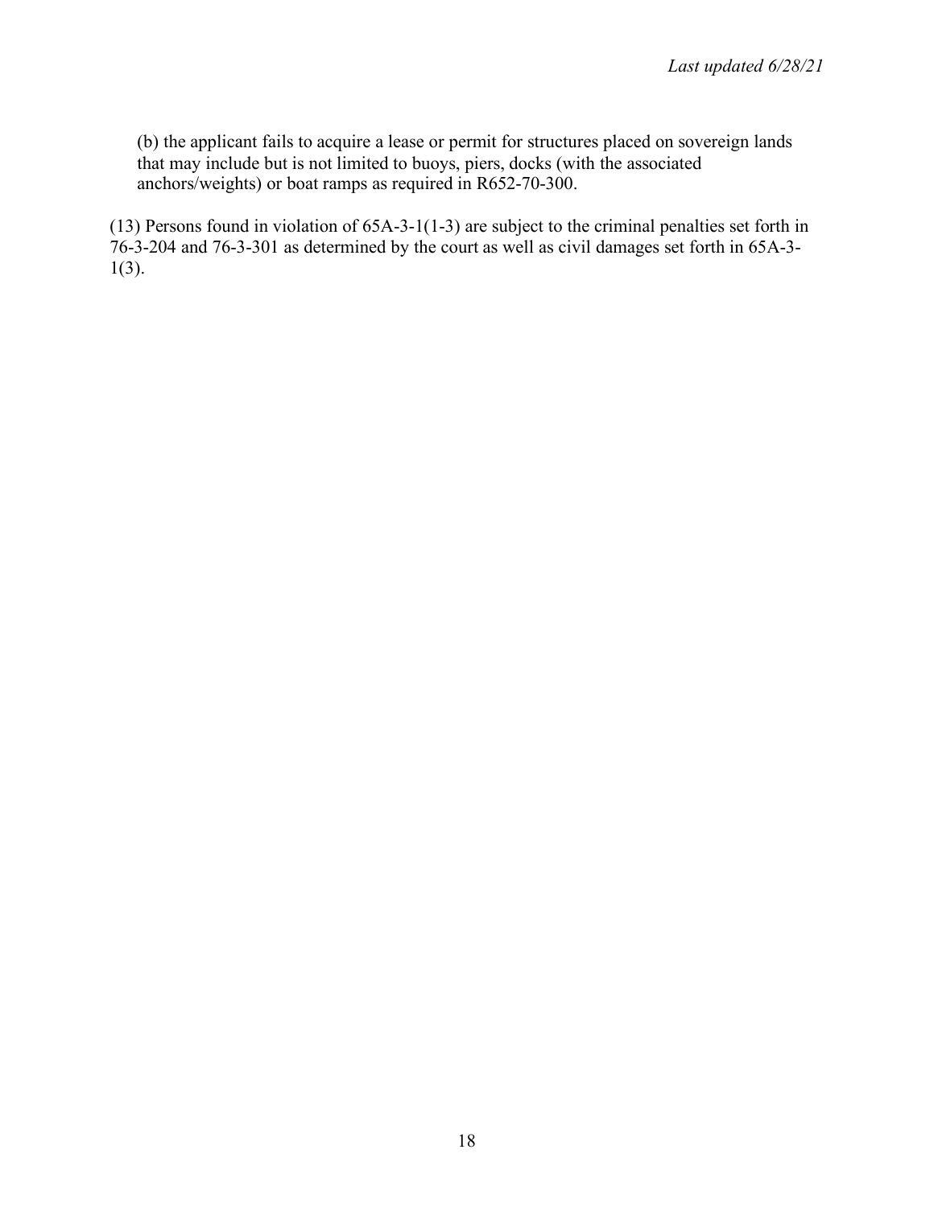(b) the applicant fails to acquire a lease or permit for structures placed on sovereign lands that may include but is not limited to buoys, piers, docks (with the associated anchors/weights) or boat ramps as required in R652-70-300.

(13) Persons found in violation of 65A-3-1(1-3) are subject to the criminal penalties set forth in 76-3-204 and 76-3-301 as determined by the court as well as civil damages set forth in 65A-3-1(3).